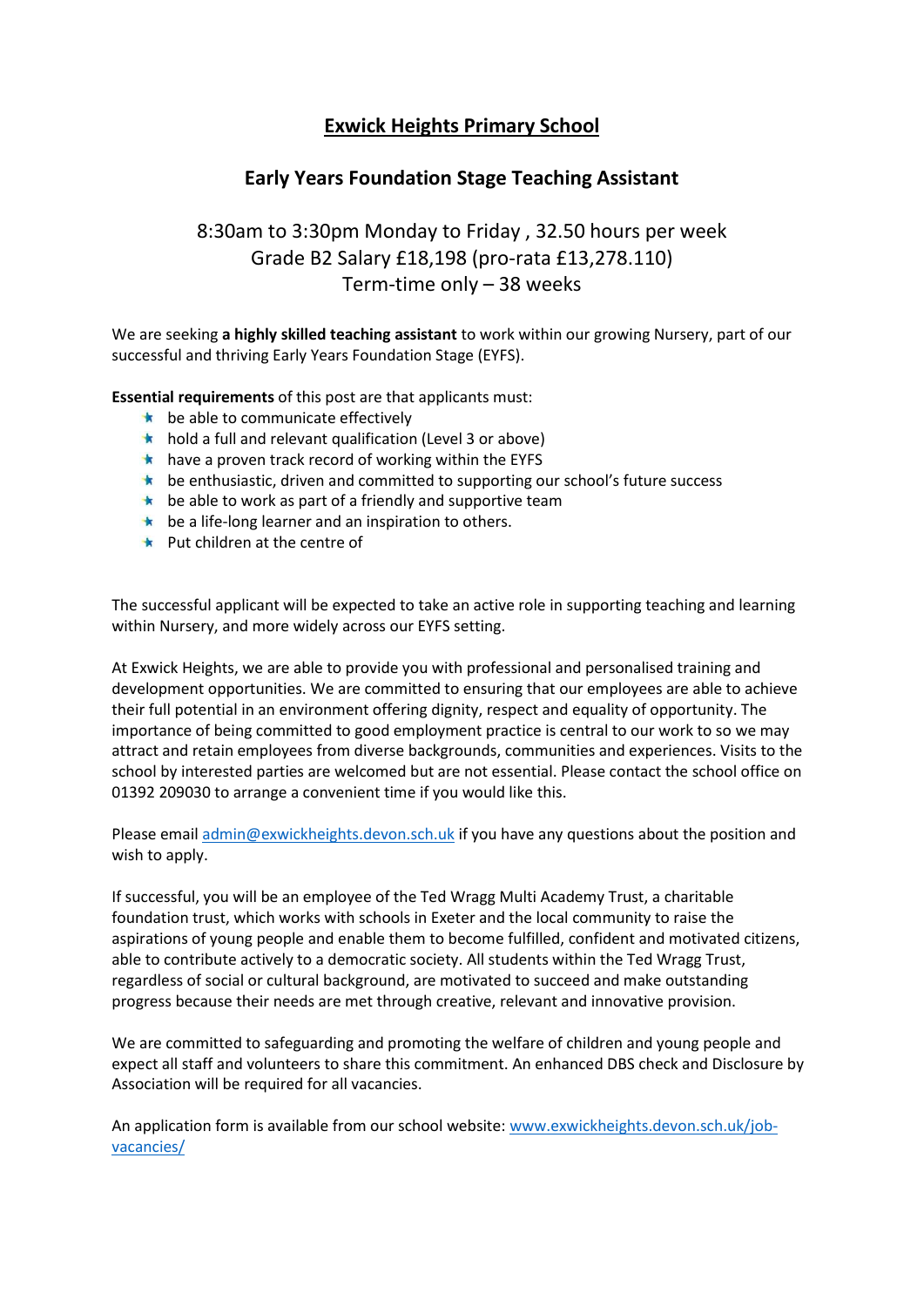# Exwick Heights Primary School

## Early Years Foundation Stage Teaching Assistant

8:30am to 3:30pm Monday to Friday , 32.50 hours per week
Grade B2 Salary £18,198 (pro-rata £13,278.110)
Term-time only – 38 weeks

We are seeking **a highly skilled teaching assistant** to work within our growing Nursery, part of our successful and thriving Early Years Foundation Stage (EYFS).

**Essential requirements** of this post are that applicants must:

- be able to communicate effectively
- hold a full and relevant qualification (Level 3 or above)
- have a proven track record of working within the EYFS
- be enthusiastic, driven and committed to supporting our school's future success
- be able to work as part of a friendly and supportive team
- be a life-long learner and an inspiration to others.
- Put children at the centre of

The successful applicant will be expected to take an active role in supporting teaching and learning within Nursery, and more widely across our EYFS setting.

At Exwick Heights, we are able to provide you with professional and personalised training and development opportunities. We are committed to ensuring that our employees are able to achieve their full potential in an environment offering dignity, respect and equality of opportunity. The importance of being committed to good employment practice is central to our work to so we may attract and retain employees from diverse backgrounds, communities and experiences. Visits to the school by interested parties are welcomed but are not essential. Please contact the school office on 01392 209030 to arrange a convenient time if you would like this.

Please email admin@exwickheights.devon.sch.uk if you have any questions about the position and wish to apply.

If successful, you will be an employee of the Ted Wragg Multi Academy Trust, a charitable foundation trust, which works with schools in Exeter and the local community to raise the aspirations of young people and enable them to become fulfilled, confident and motivated citizens, able to contribute actively to a democratic society. All students within the Ted Wragg Trust, regardless of social or cultural background, are motivated to succeed and make outstanding progress because their needs are met through creative, relevant and innovative provision.

We are committed to safeguarding and promoting the welfare of children and young people and expect all staff and volunteers to share this commitment. An enhanced DBS check and Disclosure by Association will be required for all vacancies.

An application form is available from our school website: www.exwickheights.devon.sch.uk/job-vacancies/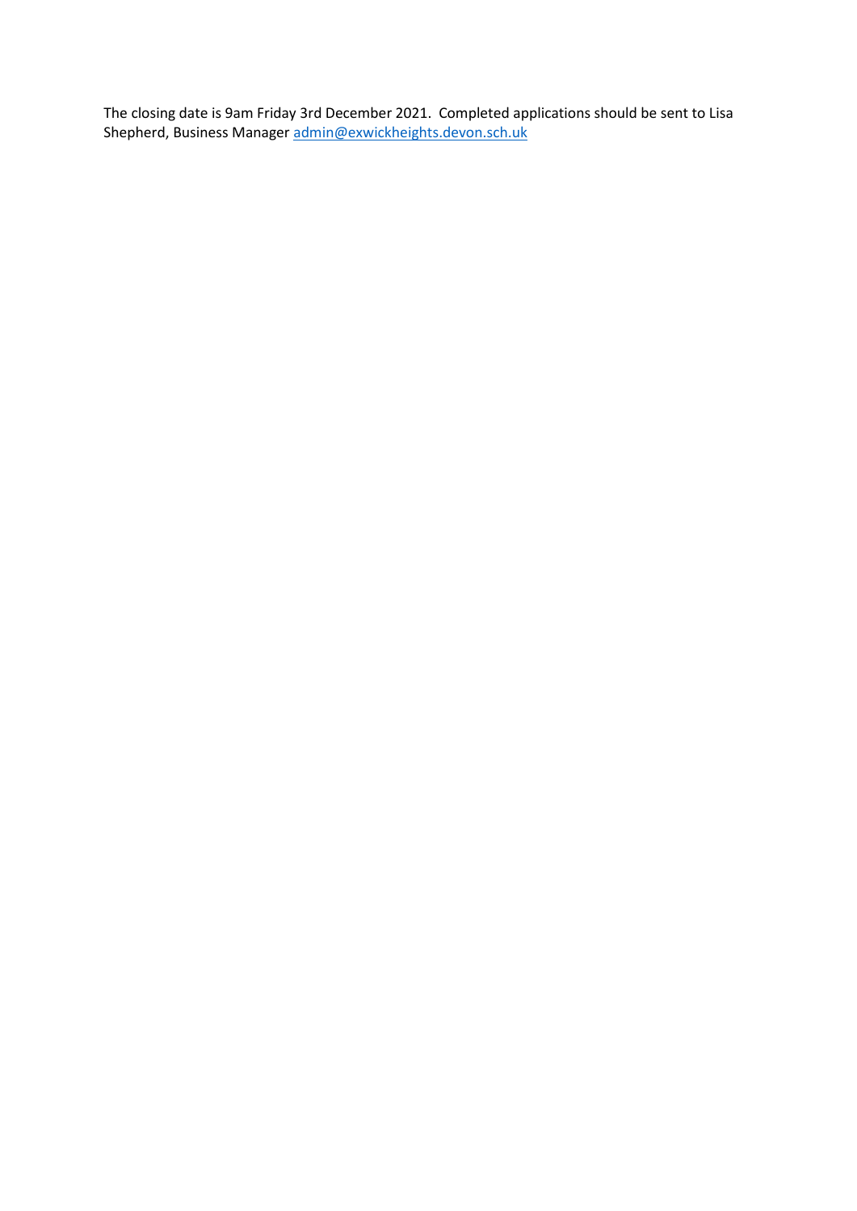The closing date is 9am Friday 3rd December 2021. Completed applications should be sent to Lisa Shepherd, Business Manager [admin@exwickheights.devon.sch.uk](mailto:admin@exwickheights.devon.sch.uk)